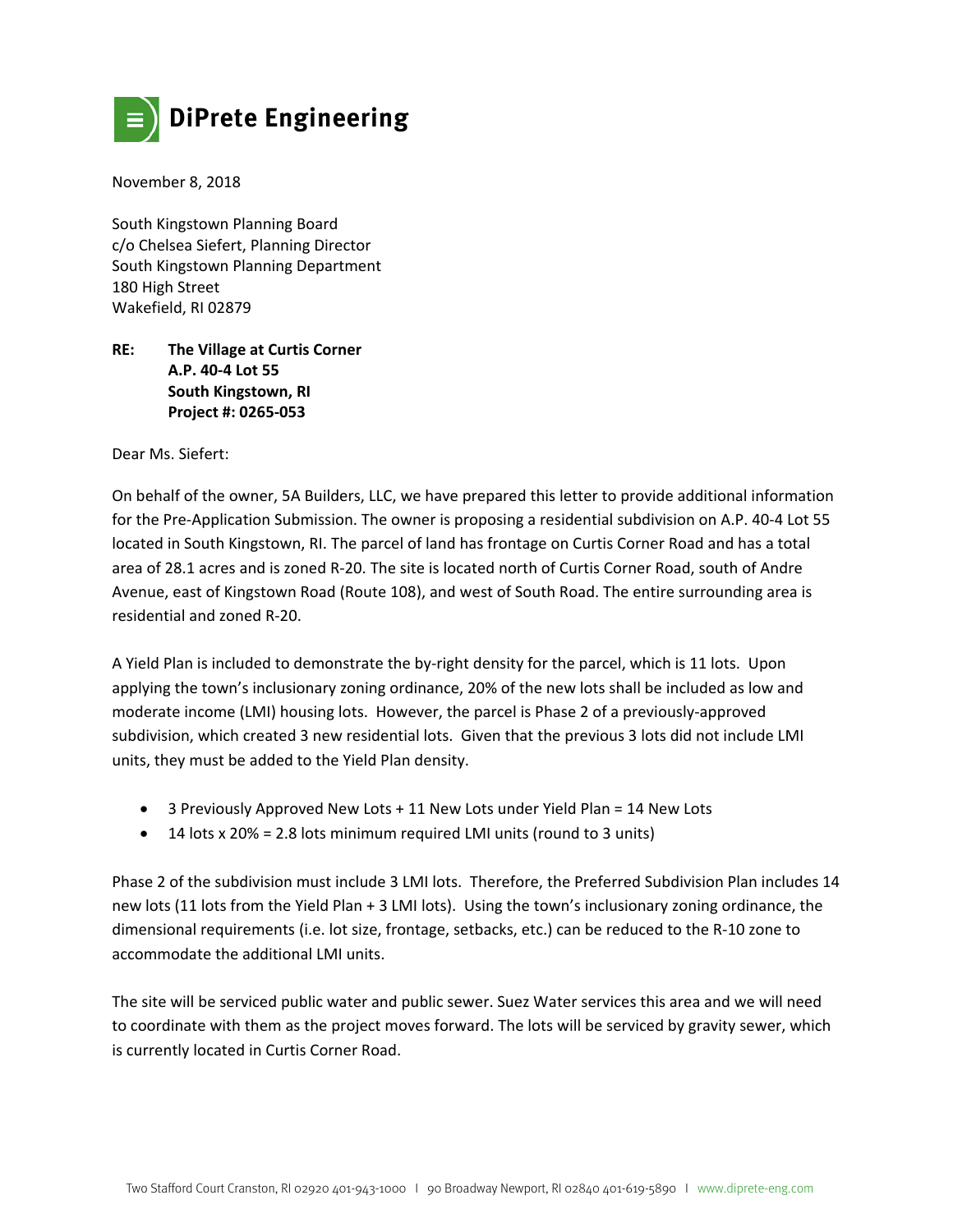**DiPrete Engineering**

November 8, 2018

South Kingstown Planning Board
c/o Chelsea Siefert, Planning Director
South Kingstown Planning Department
180 High Street
Wakefield, RI 02879

**RE: The Village at Curtis Corner**
**A.P. 40-4 Lot 55**
**South Kingstown, RI**
**Project #: 0265-053**

Dear Ms. Siefert:

On behalf of the owner, 5A Builders, LLC, we have prepared this letter to provide additional information for the Pre-Application Submission. The owner is proposing a residential subdivision on A.P. 40-4 Lot 55 located in South Kingstown, RI. The parcel of land has frontage on Curtis Corner Road and has a total area of 28.1 acres and is zoned R-20. The site is located north of Curtis Corner Road, south of Andre Avenue, east of Kingstown Road (Route 108), and west of South Road. The entire surrounding area is residential and zoned R-20.

A Yield Plan is included to demonstrate the by-right density for the parcel, which is 11 lots. Upon applying the town's inclusionary zoning ordinance, 20% of the new lots shall be included as low and moderate income (LMI) housing lots. However, the parcel is Phase 2 of a previously-approved subdivision, which created 3 new residential lots. Given that the previous 3 lots did not include LMI units, they must be added to the Yield Plan density.

- 3 Previously Approved New Lots + 11 New Lots under Yield Plan = 14 New Lots
- 14 lots x 20% = 2.8 lots minimum required LMI units (round to 3 units)

Phase 2 of the subdivision must include 3 LMI lots. Therefore, the Preferred Subdivision Plan includes 14 new lots (11 lots from the Yield Plan + 3 LMI lots). Using the town's inclusionary zoning ordinance, the dimensional requirements (i.e. lot size, frontage, setbacks, etc.) can be reduced to the R-10 zone to accommodate the additional LMI units.

The site will be serviced public water and public sewer. Suez Water services this area and we will need to coordinate with them as the project moves forward. The lots will be serviced by gravity sewer, which is currently located in Curtis Corner Road.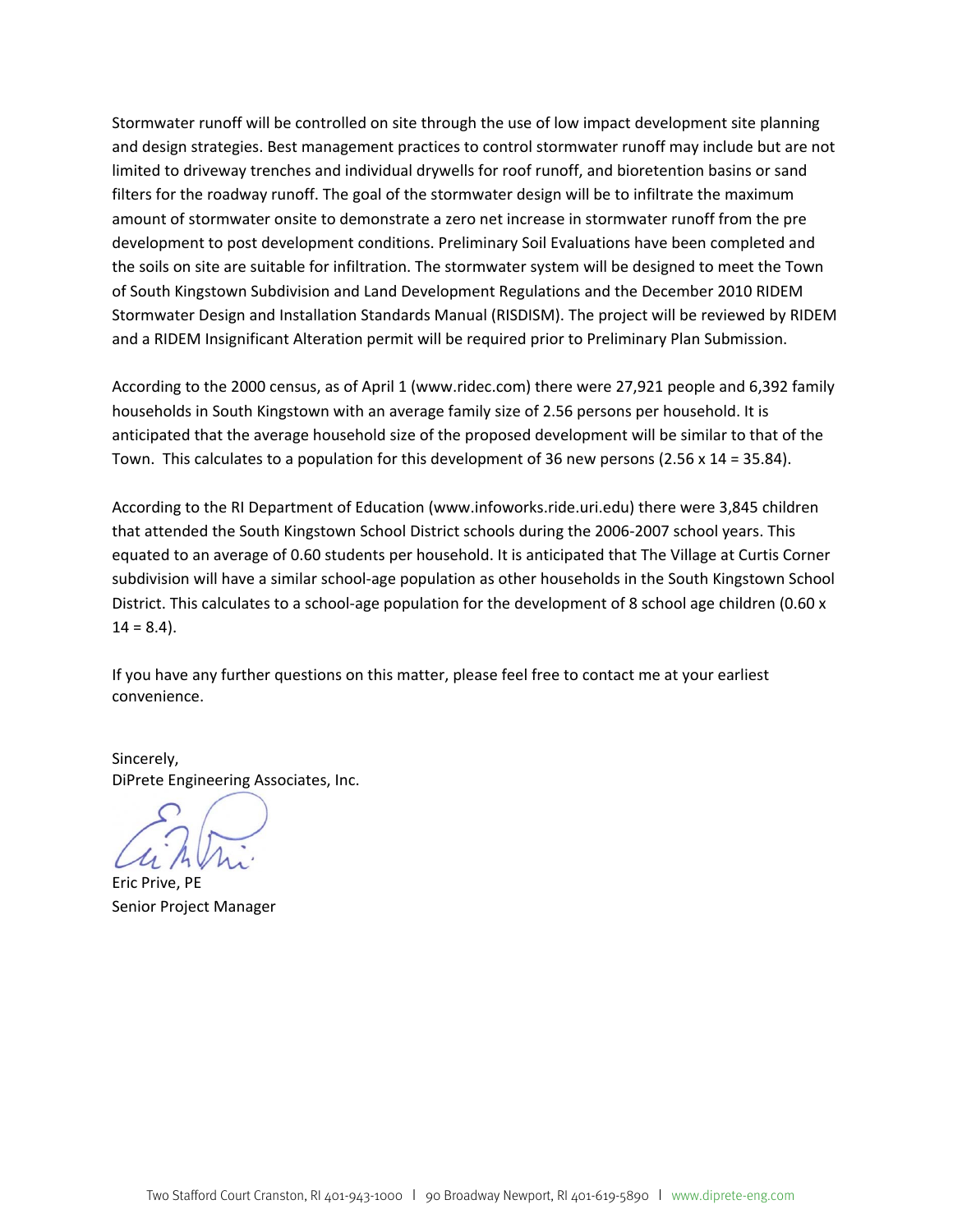Stormwater runoff will be controlled on site through the use of low impact development site planning and design strategies. Best management practices to control stormwater runoff may include but are not limited to driveway trenches and individual drywells for roof runoff, and bioretention basins or sand filters for the roadway runoff. The goal of the stormwater design will be to infiltrate the maximum amount of stormwater onsite to demonstrate a zero net increase in stormwater runoff from the pre development to post development conditions. Preliminary Soil Evaluations have been completed and the soils on site are suitable for infiltration. The stormwater system will be designed to meet the Town of South Kingstown Subdivision and Land Development Regulations and the December 2010 RIDEM Stormwater Design and Installation Standards Manual (RISDISM). The project will be reviewed by RIDEM and a RIDEM Insignificant Alteration permit will be required prior to Preliminary Plan Submission.

According to the 2000 census, as of April 1 (www.ridec.com) there were 27,921 people and 6,392 family households in South Kingstown with an average family size of 2.56 persons per household. It is anticipated that the average household size of the proposed development will be similar to that of the Town. This calculates to a population for this development of 36 new persons (2.56 x 14 = 35.84).

According to the RI Department of Education (www.infoworks.ride.uri.edu) there were 3,845 children that attended the South Kingstown School District schools during the 2006-2007 school years. This equated to an average of 0.60 students per household. It is anticipated that The Village at Curtis Corner subdivision will have a similar school-age population as other households in the South Kingstown School District. This calculates to a school-age population for the development of 8 school age children (0.60 x 14 = 8.4).

If you have any further questions on this matter, please feel free to contact me at your earliest convenience.

Sincerely,
DiPrete Engineering Associates, Inc.

Eric Prive, PE
Senior Project Manager

Two Stafford Court Cranston, RI 401-943-1000 | 90 Broadway Newport, RI 401-619-5890 | www.diprete-eng.com